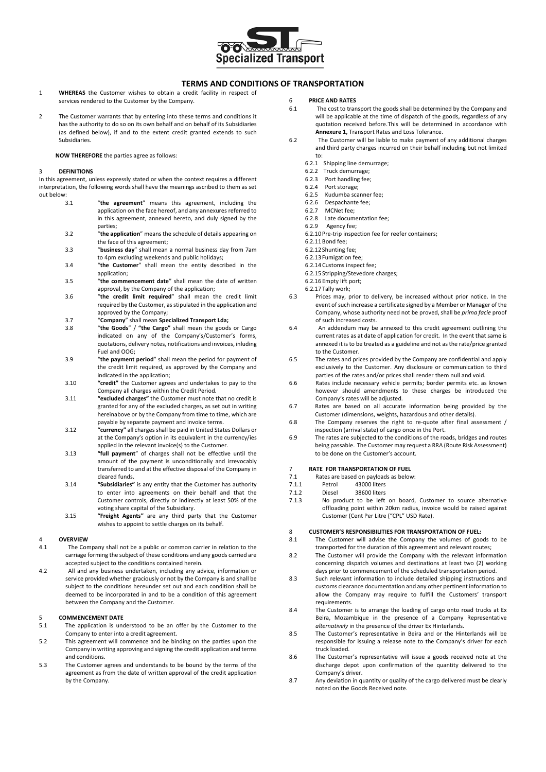# TERMS AND CONDITIONS OF TRANSPORTATION

1 **WHEREAS** the Customer wishes to obtain a credit facility in respect of services rendered to the Customer by the Company.

2 The Customer warrants that by entering into these terms and conditions it has the authority to do so on its own behalf and on behalf of its Subsidiaries (as defined below), if and to the extent credit granted extends to such Subsidiaries.

**NOW THEREFORE** the parties agree as follows:

## 3 DEFINITIONS

In this agreement, unless expressly stated or when the context requires a different interpretation, the following words shall have the meanings ascribed to them as set out below:

3.1 "**the agreement**" means this agreement, including the application on the face hereof, and any annexures referred to in this agreement, annexed hereto, and duly signed by the parties;

3.2 "**the application**" means the schedule of details appearing on the face of this agreement;

3.3 "**business day**" shall mean a normal business day from 7am to 4pm excluding weekends and public holidays;

3.4 "**the Customer**" shall mean the entity described in the application;

3.5 "**the commencement date**" shall mean the date of written approval, by the Company of the application;

3.6 "**the credit limit required**" shall mean the credit limit required by the Customer, as stipulated in the application and approved by the Company;

3.7 "**Company**" shall mean **Specialized Transport Lda;**

3.8 "**the Goods**" / **"the Cargo"** shall mean the goods or Cargo indicated on any of the Company's/Customer's forms, quotations, delivery notes, notifications and invoices, inluding Fuel and OOG;

3.9 "**the payment period**" shall mean the period for payment of the credit limit required, as approved by the Company and indicated in the application;

3.10 **"credit"** the Customer agrees and undertakes to pay to the Company all charges within the Credit Period.

3.11 **"excluded charges"** the Customer must note that no credit is granted for any of the excluded charges, as set out in writing hereinabove or by the Company from time to time, which are payable by separate payment and invoice terms.

3.12 **"currency"** all charges shall be paid in United States Dollars or at the Company's option in its equivalent in the currency/ies applied in the relevant invoice(s) to the Customer.

3.13 **"full payment"** of charges shall not be effective until the amount of the payment is unconditionally and irrevocably transferred to and at the effective disposal of the Company in cleared funds.

3.14 **"Subsidiaries"** is any entity that the Customer has authority to enter into agreements on their behalf and that the Customer controls, directly or indirectly at least 50% of the voting share capital of the Subsidiary.

3.15 **"Freight Agents"** are any third party that the Customer wishes to appoint to settle charges on its behalf.

## 4 OVERVIEW

4.1 The Company shall not be a public or common carrier in relation to the carriage forming the subject of these conditions and any goods carried are accepted subject to the conditions contained herein.

4.2 All and any business undertaken, including any advice, information or service provided whether graciously or not by the Company is and shall be subject to the conditions hereunder set out and each condition shall be deemed to be incorporated in and to be a condition of this agreement between the Company and the Customer.

## 5 COMMENCEMENT DATE

5.1 The application is understood to be an offer by the Customer to the Company to enter into a credit agreement.

5.2 This agreement will commence and be binding on the parties upon the Company in writing approving and signing the credit application and terms and conditions.

5.3 The Customer agrees and understands to be bound by the terms of the agreement as from the date of written approval of the credit application by the Company.

## 6 PRICE AND RATES

6.1 The cost to transport the goods shall be determined by the Company and will be applicable at the time of dispatch of the goods, regardless of any quotation received before.This will be determined in accordance with **Annexure 1,** Transport Rates and Loss Tolerance.

6.2 The Customer will be liable to make payment of any additional charges and third party charges incurred on their behalf including but not limited to:

- 6.2.1 Shipping line demurrage;
- 6.2.2 Truck demurrage;
- 6.2.3 Port handling fee;
- 6.2.4 Port storage;
- 6.2.5 Kudumba scanner fee;
- 6.2.6 Despachante fee;
- 6.2.7 MCNet fee;
- 6.2.8 Late documentation fee;
- 6.2.9 Agency fee;
- 6.2.10 Pre-trip inspection fee for reefer containers;
- 6.2.11 Bond fee;
- 6.2.12 Shunting fee;
- 6.2.13 Fumigation fee;
- 6.2.14 Customs inspect fee;
- 6.2.15 Stripping/Stevedore charges;
- 6.2.16 Empty lift port;
- 6.2.17 Tally work;

6.3 Prices may, prior to delivery, be increased without prior notice. In the event of such increase a certificate signed by a Member or Manager of the Company, whose authority need not be proved, shall be *prima facie* proof of such increased costs.

6.4 An addendum may be annexed to this credit agreement outlining the current rates as at date of application for credit. In the event that same is annexed it is to be treated as a guideline and not as the rate/price granted to the Customer.

6.5 The rates and prices provided by the Company are confidential and apply exclusively to the Customer. Any disclosure or communication to third parties of the rates and/or prices shall render them null and void.

6.6 Rates include necessary vehicle permits; border permits etc. as known however should amendments to these charges be introduced the Company's rates will be adjusted.

6.7 Rates are based on all accurate information being provided by the Customer (dimensions, weights, hazardous and other details).

6.8 The Company reserves the right to re-quote after final assessment / inspection (arrival state) of cargo once in the Port.

6.9 The rates are subjected to the conditions of the roads, bridges and routes being passable. The Customer may request a RRA (Route Risk Assessment) to be done on the Customer's account.

## 7 RATE FOR TRANSPORTATION OF FUEL

7.1 Rates are based on payloads as below:

7.1.1 Petrol 43000 liters

7.1.2 Diesel 38600 liters

7.1.3 No product to be left on board, Customer to source alternative offloading point within 20km radius, invoice would be raised against Customer (Cent Per Litre ("CPL" USD Rate).

## 8 CUSTOMER'S RESPONSIBILITIES FOR TRANSPORTATION OF FUEL:

8.1 The Customer will advise the Company the volumes of goods to be transported for the duration of this agreement and relevant routes;

8.2 The Customer will provide the Company with the relevant information concerning dispatch volumes and destinations at least two (2) working days prior to commencement of the scheduled transportation period.

8.3 Such relevant information to include detailed shipping instructions and customs clearance documentation and any other pertinent information to allow the Company may require to fulfill the Customers' transport requirements.

8.4 The Customer is to arrange the loading of cargo onto road trucks at Ex Beira, Mozambique in the presence of a Company Representative *alternatively* in the presence of the driver Ex Hinterlands.

8.5 The Customer's representative in Beira and or the Hinterlands will be responsible for issuing a release note to the Company's driver for each truck loaded.

8.6 The Customer's representative will issue a goods received note at the discharge depot upon confirmation of the quantity delivered to the Company's driver.

8.7 Any deviation in quantity or quality of the cargo delivered must be clearly noted on the Goods Received note.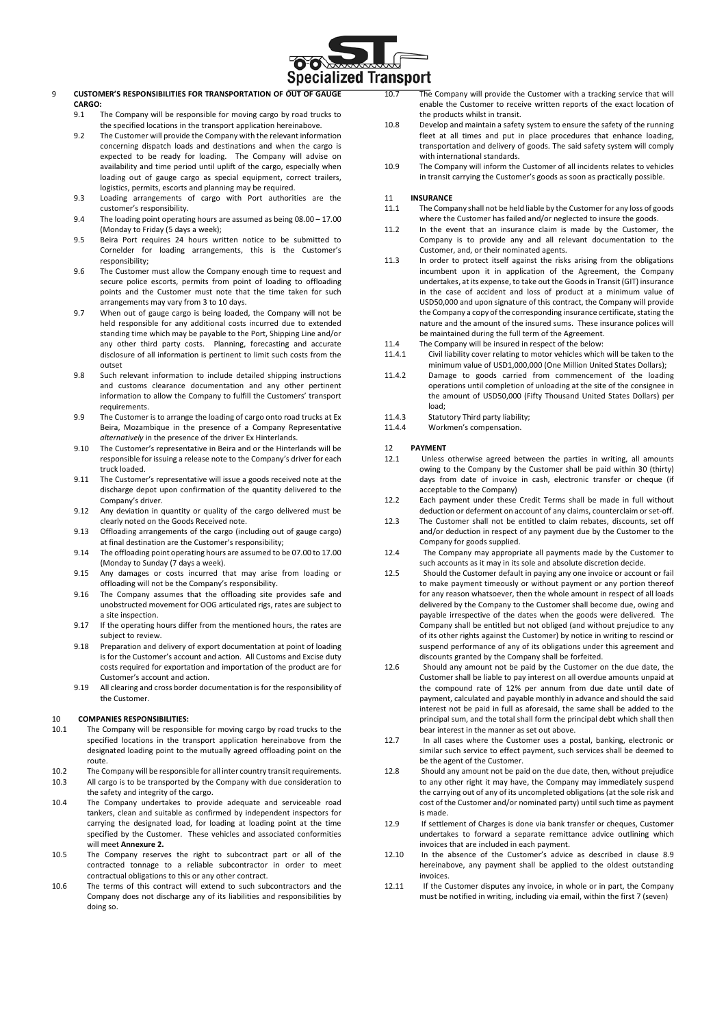## 9 CUSTOMER'S RESPONSIBILITIES FOR TRANSPORTATION OF OUT OF GAUGE CARGO:

9.1 The Company will be responsible for moving cargo by road trucks to the specified locations in the transport application hereinabove.

9.2 The Customer will provide the Company with the relevant information concerning dispatch loads and destinations and when the cargo is expected to be ready for loading. The Company will advise on availability and time period until uplift of the cargo, especially when loading out of gauge cargo as special equipment, correct trailers, logistics, permits, escorts and planning may be required.

9.3 Loading arrangements of cargo with Port authorities are the customer's responsibility.

9.4 The loading point operating hours are assumed as being 08.00 – 17.00 (Monday to Friday (5 days a week);

9.5 Beira Port requires 24 hours written notice to be submitted to Cornelder for loading arrangements, this is the Customer's responsibility;

9.6 The Customer must allow the Company enough time to request and secure police escorts, permits from point of loading to offloading points and the Customer must note that the time taken for such arrangements may vary from 3 to 10 days.

9.7 When out of gauge cargo is being loaded, the Company will not be held responsible for any additional costs incurred due to extended standing time which may be payable to the Port, Shipping Line and/or any other third party costs. Planning, forecasting and accurate disclosure of all information is pertinent to limit such costs from the outset

9.8 Such relevant information to include detailed shipping instructions and customs clearance documentation and any other pertinent information to allow the Company to fulfill the Customers' transport requirements.

9.9 The Customer is to arrange the loading of cargo onto road trucks at Ex Beira, Mozambique in the presence of a Company Representative *alternatively* in the presence of the driver Ex Hinterlands.

9.10 The Customer's representative in Beira and or the Hinterlands will be responsible for issuing a release note to the Company's driver for each truck loaded.

9.11 The Customer's representative will issue a goods received note at the discharge depot upon confirmation of the quantity delivered to the Company's driver.

9.12 Any deviation in quantity or quality of the cargo delivered must be clearly noted on the Goods Received note.

9.13 Offloading arrangements of the cargo (including out of gauge cargo) at final destination are the Customer's responsibility;

9.14 The offloading point operating hours are assumed to be 07.00 to 17.00 (Monday to Sunday (7 days a week).

9.15 Any damages or costs incurred that may arise from loading or offloading will not be the Company's responsibility.

9.16 The Company assumes that the offloading site provides safe and unobstructed movement for OOG articulated rigs, rates are subject to a site inspection.

9.17 If the operating hours differ from the mentioned hours, the rates are subject to review.

9.18 Preparation and delivery of export documentation at point of loading is for the Customer's account and action. All Customs and Excise duty costs required for exportation and importation of the product are for Customer's account and action.

9.19 All clearing and cross border documentation is for the responsibility of the Customer.

## 10 COMPANIES RESPONSIBILITIES:

10.1 The Company will be responsible for moving cargo by road trucks to the specified locations in the transport application hereinabove from the designated loading point to the mutually agreed offloading point on the route.

10.2 The Company will be responsible for all inter country transit requirements.

10.3 All cargo is to be transported by the Company with due consideration to the safety and integrity of the cargo.

10.4 The Company undertakes to provide adequate and serviceable road tankers, clean and suitable as confirmed by independent inspectors for carrying the designated load, for loading at loading point at the time specified by the Customer. These vehicles and associated conformities will meet **Annexure 2.**

10.5 The Company reserves the right to subcontract part or all of the contracted tonnage to a reliable subcontractor in order to meet contractual obligations to this or any other contract.

10.6 The terms of this contract will extend to such subcontractors and the Company does not discharge any of its liabilities and responsibilities by doing so.

10.7 The Company will provide the Customer with a tracking service that will enable the Customer to receive written reports of the exact location of the products whilst in transit.

10.8 Develop and maintain a safety system to ensure the safety of the running fleet at all times and put in place procedures that enhance loading, transportation and delivery of goods. The said safety system will comply with international standards.

10.9 The Company will inform the Customer of all incidents relates to vehicles in transit carrying the Customer's goods as soon as practically possible.

## 11 INSURANCE

11.1 The Company shall not be held liable by the Customer for any loss of goods where the Customer has failed and/or neglected to insure the goods.

11.2 In the event that an insurance claim is made by the Customer, the Company is to provide any and all relevant documentation to the Customer, and, or their nominated agents.

11.3 In order to protect itself against the risks arising from the obligations incumbent upon it in application of the Agreement, the Company undertakes, at its expense, to take out the Goods in Transit (GIT) insurance in the case of accident and loss of product at a minimum value of USD50,000 and upon signature of this contract, the Company will provide the Company a copy of the corresponding insurance certificate, stating the nature and the amount of the insured sums. These insurance polices will be maintained during the full term of the Agreement.

11.4 The Company will be insured in respect of the below:

11.4.1 Civil liability cover relating to motor vehicles which will be taken to the minimum value of USD1,000,000 (One Million United States Dollars);

11.4.2 Damage to goods carried from commencement of the loading operations until completion of unloading at the site of the consignee in the amount of USD50,000 (Fifty Thousand United States Dollars) per load;

11.4.3 Statutory Third party liability;

11.4.4 Workmen's compensation.

## 12 PAYMENT

12.1 Unless otherwise agreed between the parties in writing, all amounts owing to the Company by the Customer shall be paid within 30 (thirty) days from date of invoice in cash, electronic transfer or cheque (if acceptable to the Company)

12.2 Each payment under these Credit Terms shall be made in full without deduction or deferment on account of any claims, counterclaim or set-off.

12.3 The Customer shall not be entitled to claim rebates, discounts, set off and/or deduction in respect of any payment due by the Customer to the Company for goods supplied.

12.4 The Company may appropriate all payments made by the Customer to such accounts as it may in its sole and absolute discretion decide.

12.5 Should the Customer default in paying any one invoice or account or fail to make payment timeously or without payment or any portion thereof for any reason whatsoever, then the whole amount in respect of all loads delivered by the Company to the Customer shall become due, owing and payable irrespective of the dates when the goods were delivered. The Company shall be entitled but not obliged (and without prejudice to any of its other rights against the Customer) by notice in writing to rescind or suspend performance of any of its obligations under this agreement and discounts granted by the Company shall be forfeited.

12.6 Should any amount not be paid by the Customer on the due date, the Customer shall be liable to pay interest on all overdue amounts unpaid at the compound rate of 12% per annum from due date until date of payment, calculated and payable monthly in advance and should the said interest not be paid in full as aforesaid, the same shall be added to the principal sum, and the total shall form the principal debt which shall then bear interest in the manner as set out above.

12.7 In all cases where the Customer uses a postal, banking, electronic or similar such service to effect payment, such services shall be deemed to be the agent of the Customer.

12.8 Should any amount not be paid on the due date, then, without prejudice to any other right it may have, the Company may immediately suspend the carrying out of any of its uncompleted obligations (at the sole risk and cost of the Customer and/or nominated party) until such time as payment is made.

12.9 If settlement of Charges is done via bank transfer or cheques, Customer undertakes to forward a separate remittance advice outlining which invoices that are included in each payment.

12.10 In the absence of the Customer's advice as described in clause 8.9 hereinabove, any payment shall be applied to the oldest outstanding invoices.

12.11 If the Customer disputes any invoice, in whole or in part, the Company must be notified in writing, including via email, within the first 7 (seven)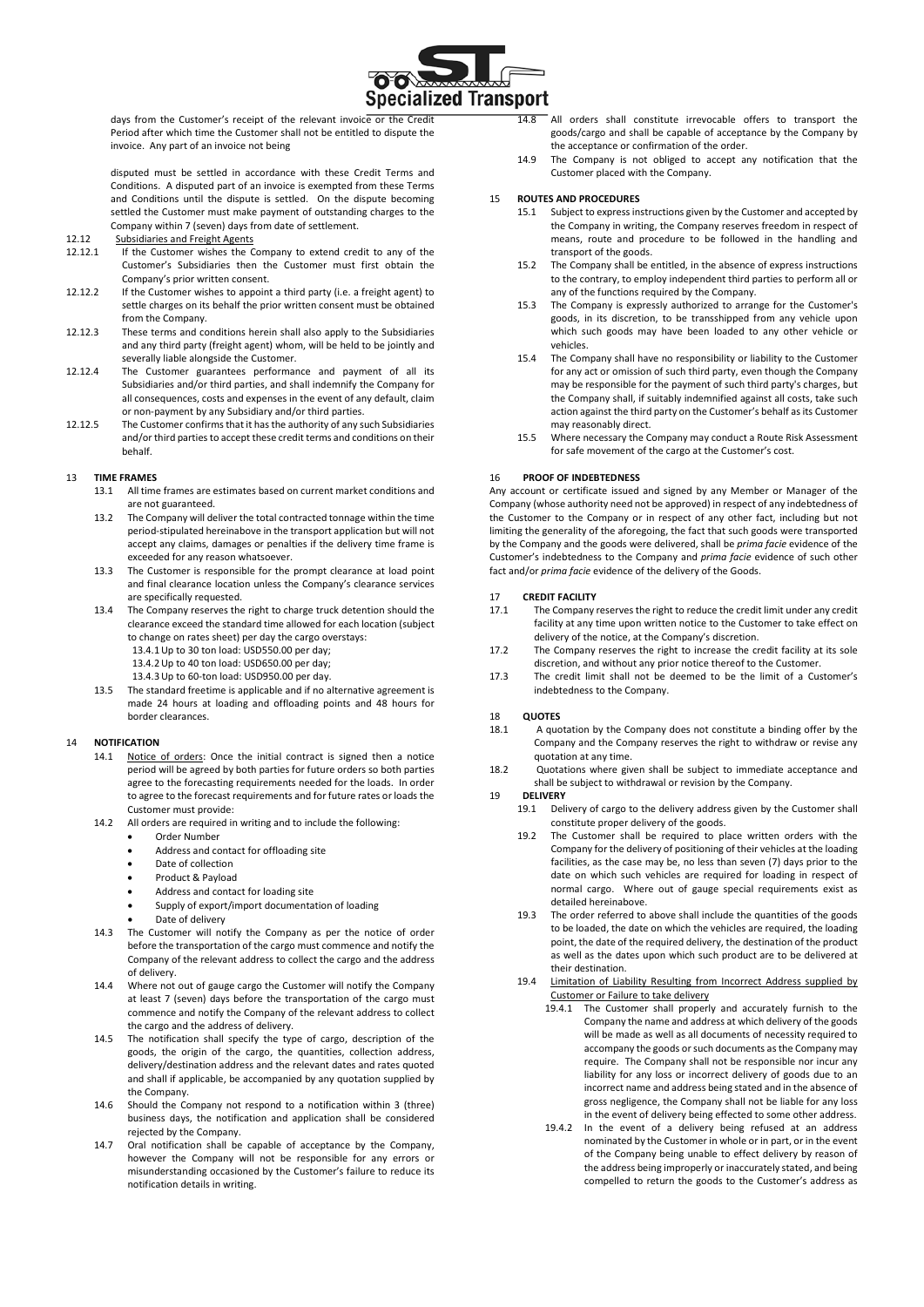days from the Customer's receipt of the relevant invoice or the Credit Period after which time the Customer shall not be entitled to dispute the invoice. Any part of an invoice not being

disputed must be settled in accordance with these Credit Terms and Conditions. A disputed part of an invoice is exempted from these Terms and Conditions until the dispute is settled. On the dispute becoming settled the Customer must make payment of outstanding charges to the Company within 7 (seven) days from date of settlement.

12.12 Subsidiaries and Freight Agents

12.12.1 If the Customer wishes the Company to extend credit to any of the Customer's Subsidiaries then the Customer must first obtain the Company's prior written consent.

12.12.2 If the Customer wishes to appoint a third party (i.e. a freight agent) to settle charges on its behalf the prior written consent must be obtained from the Company.

12.12.3 These terms and conditions herein shall also apply to the Subsidiaries and any third party (freight agent) whom, will be held to be jointly and severally liable alongside the Customer.

12.12.4 The Customer guarantees performance and payment of all its Subsidiaries and/or third parties, and shall indemnify the Company for all consequences, costs and expenses in the event of any default, claim or non-payment by any Subsidiary and/or third parties.

12.12.5 The Customer confirms that it has the authority of any such Subsidiaries and/or third parties to accept these credit terms and conditions on their behalf.

## 13 TIME FRAMES

13.1 All time frames are estimates based on current market conditions and are not guaranteed.

13.2 The Company will deliver the total contracted tonnage within the time period-stipulated hereinabove in the transport application but will not accept any claims, damages or penalties if the delivery time frame is exceeded for any reason whatsoever.

13.3 The Customer is responsible for the prompt clearance at load point and final clearance location unless the Company's clearance services are specifically requested.

13.4 The Company reserves the right to charge truck detention should the clearance exceed the standard time allowed for each location (subject to change on rates sheet) per day the cargo overstays:

13.4.1 Up to 30 ton load: USD550.00 per day;
13.4.2 Up to 40 ton load: USD650.00 per day;
13.4.3 Up to 60-ton load: USD950.00 per day.

13.5 The standard freetime is applicable and if no alternative agreement is made 24 hours at loading and offloading points and 48 hours for border clearances.

## 14 NOTIFICATION

14.1 Notice of orders: Once the initial contract is signed then a notice period will be agreed by both parties for future orders so both parties agree to the forecasting requirements needed for the loads. In order to agree to the forecast requirements and for future rates or loads the Customer must provide:

14.2 All orders are required in writing and to include the following:

- Order Number
- Address and contact for offloading site
- Date of collection
- Product & Payload
- Address and contact for loading site
- Supply of export/import documentation of loading
- Date of delivery

14.3 The Customer will notify the Company as per the notice of order before the transportation of the cargo must commence and notify the Company of the relevant address to collect the cargo and the address of delivery.

14.4 Where not out of gauge cargo the Customer will notify the Company at least 7 (seven) days before the transportation of the cargo must commence and notify the Company of the relevant address to collect the cargo and the address of delivery.

14.5 The notification shall specify the type of cargo, description of the goods, the origin of the cargo, the quantities, collection address, delivery/destination address and the relevant dates and rates quoted and shall if applicable, be accompanied by any quotation supplied by the Company.

14.6 Should the Company not respond to a notification within 3 (three) business days, the notification and application shall be considered rejected by the Company.

14.7 Oral notification shall be capable of acceptance by the Company, however the Company will not be responsible for any errors or misunderstanding occasioned by the Customer's failure to reduce its notification details in writing.

14.8 All orders shall constitute irrevocable offers to transport the goods/cargo and shall be capable of acceptance by the Company by the acceptance or confirmation of the order.

14.9 The Company is not obliged to accept any notification that the Customer placed with the Company.

## 15 ROUTES AND PROCEDURES

15.1 Subject to express instructions given by the Customer and accepted by the Company in writing, the Company reserves freedom in respect of means, route and procedure to be followed in the handling and transport of the goods.

15.2 The Company shall be entitled, in the absence of express instructions to the contrary, to employ independent third parties to perform all or any of the functions required by the Company.

15.3 The Company is expressly authorized to arrange for the Customer's goods, in its discretion, to be transshipped from any vehicle upon which such goods may have been loaded to any other vehicle or vehicles.

15.4 The Company shall have no responsibility or liability to the Customer for any act or omission of such third party, even though the Company may be responsible for the payment of such third party's charges, but the Company shall, if suitably indemnified against all costs, take such action against the third party on the Customer's behalf as its Customer may reasonably direct.

15.5 Where necessary the Company may conduct a Route Risk Assessment for safe movement of the cargo at the Customer's cost.

## 16 PROOF OF INDEBTEDNESS

Any account or certificate issued and signed by any Member or Manager of the Company (whose authority need not be approved) in respect of any indebtedness of the Customer to the Company or in respect of any other fact, including but not limiting the generality of the aforegoing, the fact that such goods were transported by the Company and the goods were delivered, shall be *prima facie* evidence of the Customer's indebtedness to the Company and *prima facie* evidence of such other fact and/or *prima facie* evidence of the delivery of the Goods.

## 17 CREDIT FACILITY

17.1 The Company reserves the right to reduce the credit limit under any credit facility at any time upon written notice to the Customer to take effect on delivery of the notice, at the Company's discretion.

17.2 The Company reserves the right to increase the credit facility at its sole discretion, and without any prior notice thereof to the Customer.

17.3 The credit limit shall not be deemed to be the limit of a Customer's indebtedness to the Company.

## 18 QUOTES

18.1 A quotation by the Company does not constitute a binding offer by the Company and the Company reserves the right to withdraw or revise any quotation at any time.

18.2 Quotations where given shall be subject to immediate acceptance and shall be subject to withdrawal or revision by the Company.

## 19 DELIVERY

19.1 Delivery of cargo to the delivery address given by the Customer shall constitute proper delivery of the goods.

19.2 The Customer shall be required to place written orders with the Company for the delivery of positioning of their vehicles at the loading facilities, as the case may be, no less than seven (7) days prior to the date on which such vehicles are required for loading in respect of normal cargo. Where out of gauge special requirements exist as detailed hereinabove.

19.3 The order referred to above shall include the quantities of the goods to be loaded, the date on which the vehicles are required, the loading point, the date of the required delivery, the destination of the product as well as the dates upon which such product are to be delivered at their destination.

19.4 Limitation of Liability Resulting from Incorrect Address supplied by Customer or Failure to take delivery

19.4.1 The Customer shall properly and accurately furnish to the Company the name and address at which delivery of the goods will be made as well as all documents of necessity required to accompany the goods or such documents as the Company may require. The Company shall not be responsible nor incur any liability for any loss or incorrect delivery of goods due to an incorrect name and address being stated and in the absence of gross negligence, the Company shall not be liable for any loss in the event of delivery being effected to some other address.

19.4.2 In the event of a delivery being refused at an address nominated by the Customer in whole or in part, or in the event of the Company being unable to effect delivery by reason of the address being improperly or inaccurately stated, and being compelled to return the goods to the Customer's address as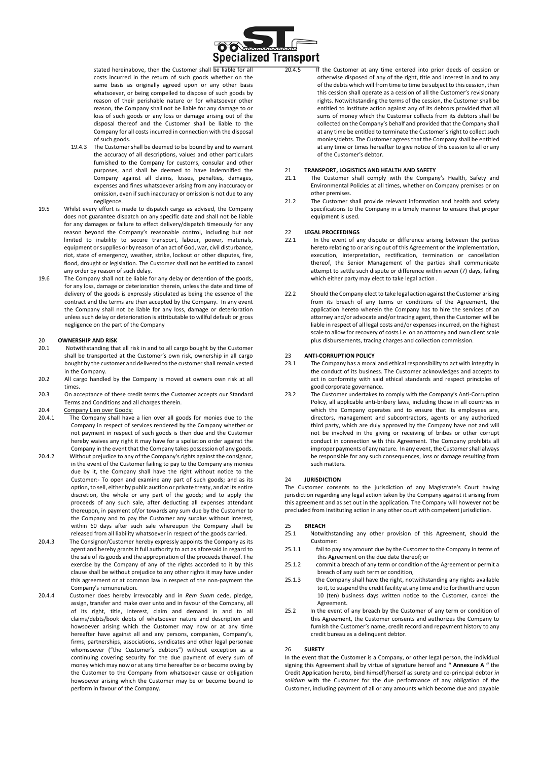stated hereinabove, then the Customer shall be liable for all costs incurred in the return of such goods whether on the same basis as originally agreed upon or any other basis whatsoever, or being compelled to dispose of such goods by reason of their perishable nature or for whatsoever other reason, the Company shall not be liable for any damage to or loss of such goods or any loss or damage arising out of the disposal thereof and the Customer shall be liable to the Company for all costs incurred in connection with the disposal of such goods.

19.4.3 The Customer shall be deemed to be bound by and to warrant the accuracy of all descriptions, values and other particulars furnished to the Company for customs, consular and other purposes, and shall be deemed to have indemnified the Company against all claims, losses, penalties, damages, expenses and fines whatsoever arising from any inaccuracy or omission, even if such inaccuracy or omission is not due to any negligence.

19.5 Whilst every effort is made to dispatch cargo as advised, the Company does not guarantee dispatch on any specific date and shall not be liable for any damages or failure to effect delivery/dispatch timeously for any reason beyond the Company's reasonable control, including but not limited to inability to secure transport, labour, power, materials, equipment or supplies or by reason of an act of God, war, civil disturbance, riot, state of emergency, weather, strike, lockout or other disputes, fire, flood, drought or legislation. The Customer shall not be entitled to cancel any order by reason of such delay.

19.6 The Company shall not be liable for any delay or detention of the goods, for any loss, damage or deterioration therein, unless the date and time of delivery of the goods is expressly stipulated as being the essence of the contract and the terms are then accepted by the Company. In any event the Company shall not be liable for any loss, damage or deterioration unless such delay or deterioration is attributable to willful default or gross negligence on the part of the Company

## 20 OWNERSHIP AND RISK

20.1 Notwithstanding that all risk in and to all cargo bought by the Customer shall be transported at the Customer's own risk, ownership in all cargo bought by the customer and delivered to the customer shall remain vested in the Company.

20.2 All cargo handled by the Company is moved at owners own risk at all times.

20.3 On acceptance of these credit terms the Customer accepts our Standard Terms and Conditions and all charges therein.

20.4 Company Lien over Goods:

20.4.1 The Company shall have a lien over all goods for monies due to the Company in respect of services rendered by the Company whether or not payment in respect of such goods is then due and the Customer hereby waives any right it may have for a spoliation order against the Company in the event that the Company takes possession of any goods.

20.4.2 Without prejudice to any of the Company's rights against the consignor, in the event of the Customer failing to pay to the Company any monies due by it, the Company shall have the right without notice to the Customer:- To open and examine any part of such goods; and as its option, to sell, either by public auction or private treaty, and at its entire discretion, the whole or any part of the goods; and to apply the proceeds of any such sale, after deducting all expenses attendant thereupon, in payment of/or towards any sum due by the Customer to the Company and to pay the Customer any surplus without interest, within 60 days after such sale whereupon the Company shall be released from all liability whatsoever in respect of the goods carried.

20.4.3 The Consignor/Customer hereby expressly appoints the Company as its agent and hereby grants it full authority to act as aforesaid in regard to the sale of its goods and the appropriation of the proceeds thereof. The exercise by the Company of any of the rights accorded to it by this clause shall be without prejudice to any other rights it may have under this agreement or at common law in respect of the non-payment the Company's remuneration.

20.4.4 Customer does hereby irrevocably and in *Rem Suam* cede, pledge, assign, transfer and make over unto and in favour of the Company, all of its right, title, interest, claim and demand in and to all claims/debts/book debts of whatsoever nature and description and howsoever arising which the Customer may now or at any time hereafter have against all and any persons, companies, Company's, firms, partnerships, associations, syndicates and other legal personae whomsoever ("the Customer's debtors") without exception as a continuing covering security for the due payment of every sum of money which may now or at any time hereafter be or become owing by the Customer to the Company from whatsoever cause or obligation howsoever arising which the Customer may be or become bound to perform in favour of the Company.

20.4.5 If the Customer at any time entered into prior deeds of cession or otherwise disposed of any of the right, title and interest in and to any of the debts which will from time to time be subject to this cession, then this cession shall operate as a cession of all the Customer's revisionary rights. Notwithstanding the terms of the cession, the Customer shall be entitled to institute action against any of its debtors provided that all sums of money which the Customer collects from its debtors shall be collected on the Company's behalf and provided that the Company shall at any time be entitled to terminate the Customer's right to collect such monies/debts. The Customer agrees that the Company shall be entitled at any time or times hereafter to give notice of this cession to all or any of the Customer's debtor.

## 21 TRANSPORT, LOGISTICS AND HEALTH AND SAFETY

21.1 The Customer shall comply with the Company's Health, Safety and Environmental Policies at all times, whether on Company premises or on other premises.

21.2 The Customer shall provide relevant information and health and safety specifications to the Company in a timely manner to ensure that proper equipment is used.

## 22 LEGAL PROCEEDINGS

22.1 In the event of any dispute or difference arising between the parties hereto relating to or arising out of this Agreement or the implementation, execution, interpretation, rectification, termination or cancellation thereof, the Senior Management of the parties shall communicate attempt to settle such dispute or difference within seven (7) days, failing which either party may elect to take legal action .

22.2 Should the Company elect to take legal action against the Customer arising from its breach of any terms or conditions of the Agreement, the application hereto wherein the Company has to hire the services of an attorney and/or advocate and/or tracing agent, then the Customer will be liable in respect of all legal costs and/or expenses incurred, on the highest scale to allow for recovery of costs i.e. on an attorney and own client scale plus disbursements, tracing charges and collection commission.

## 23 ANTI-CORRUPTION POLICY

23.1 The Company has a moral and ethical responsibility to act with integrity in the conduct of its business. The Customer acknowledges and accepts to act in conformity with said ethical standards and respect principles of good corporate governance.

23.2 The Customer undertakes to comply with the Company's Anti-Corruption Policy, all applicable anti-bribery laws, including those in all countries in which the Company operates and to ensure that its employees are, directors, management and subcontractors, agents or any authorized third party, which are duly approved by the Company have not and will not be involved in the giving or receiving of bribes or other corrupt conduct in connection with this Agreement. The Company prohibits all improper payments of any nature. In any event, the Customer shall always be responsible for any such consequences, loss or damage resulting from such matters.

## 24 JURISDICTION

The Customer consents to the jurisdiction of any Magistrate's Court having jurisdiction regarding any legal action taken by the Company against it arising from this agreement and as set out in the application. The Company will however not be precluded from instituting action in any other court with competent jurisdiction.

## 25 BREACH

25.1 Notwithstanding any other provision of this Agreement, should the Customer:

25.1.1 fail to pay any amount due by the Customer to the Company in terms of this Agreement on the due date thereof; or

25.1.2 commit a breach of any term or condition of the Agreement or permit a breach of any such term or condition,

25.1.3 the Company shall have the right, notwithstanding any rights available to it, to suspend the credit facility at any time and to forthwith and upon 10 (ten) business days written notice to the Customer, cancel the Agreement.

25.2 In the event of any breach by the Customer of any term or condition of this Agreement, the Customer consents and authorizes the Company to furnish the Customer's name, credit record and repayment history to any credit bureau as a delinquent debtor.

## 26 SURETY

In the event that the Customer is a Company, or other legal person, the individual signing this Agreement shall by virtue of signature hereof and **" Annexure A "** the Credit Application hereto, bind himself/herself as surety and co-principal debtor *in solidum* with the Customer for the due performance of any obligation of the Customer, including payment of all or any amounts which become due and payable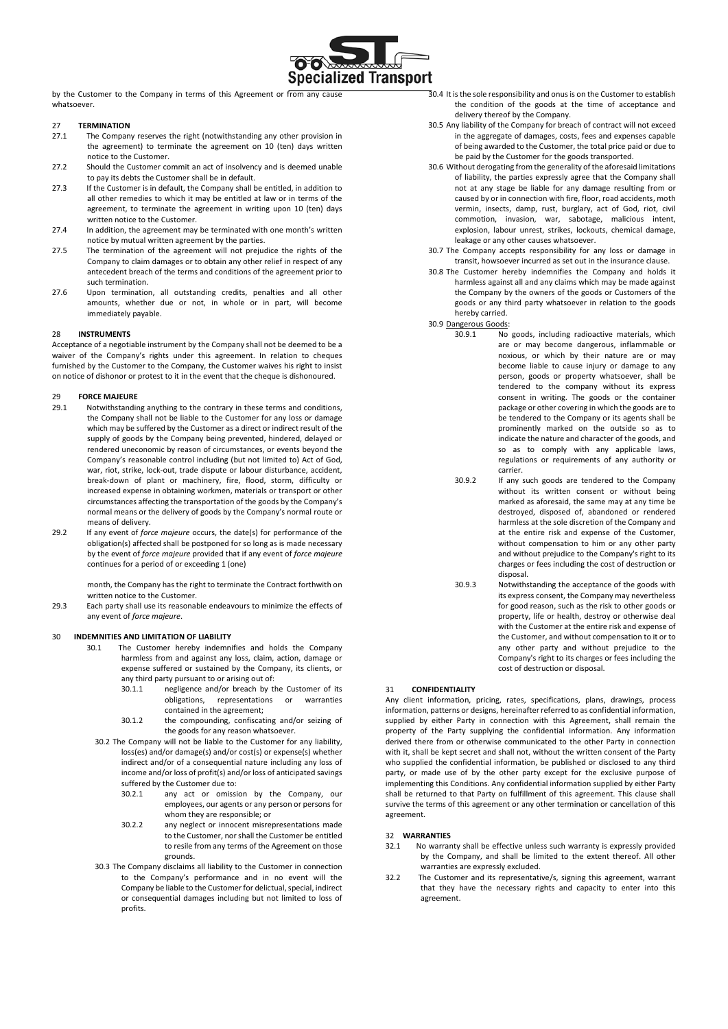by the Customer to the Company in terms of this Agreement or from any cause whatsoever.

## 27 TERMINATION

27.1 The Company reserves the right (notwithstanding any other provision in the agreement) to terminate the agreement on 10 (ten) days written notice to the Customer.

27.2 Should the Customer commit an act of insolvency and is deemed unable to pay its debts the Customer shall be in default.

27.3 If the Customer is in default, the Company shall be entitled, in addition to all other remedies to which it may be entitled at law or in terms of the agreement, to terminate the agreement in writing upon 10 (ten) days written notice to the Customer.

27.4 In addition, the agreement may be terminated with one month's written notice by mutual written agreement by the parties.

27.5 The termination of the agreement will not prejudice the rights of the Company to claim damages or to obtain any other relief in respect of any antecedent breach of the terms and conditions of the agreement prior to such termination.

27.6 Upon termination, all outstanding credits, penalties and all other amounts, whether due or not, in whole or in part, will become immediately payable.

## 28 INSTRUMENTS

Acceptance of a negotiable instrument by the Company shall not be deemed to be a waiver of the Company's rights under this agreement. In relation to cheques furnished by the Customer to the Company, the Customer waives his right to insist on notice of dishonor or protest to it in the event that the cheque is dishonoured.

## 29 FORCE MAJEURE

29.1 Notwithstanding anything to the contrary in these terms and conditions, the Company shall not be liable to the Customer for any loss or damage which may be suffered by the Customer as a direct or indirect result of the supply of goods by the Company being prevented, hindered, delayed or rendered uneconomic by reason of circumstances, or events beyond the Company's reasonable control including (but not limited to) Act of God, war, riot, strike, lock-out, trade dispute or labour disturbance, accident, break-down of plant or machinery, fire, flood, storm, difficulty or increased expense in obtaining workmen, materials or transport or other circumstances affecting the transportation of the goods by the Company's normal means or the delivery of goods by the Company's normal route or means of delivery.

29.2 If any event of *force majeure* occurs, the date(s) for performance of the obligation(s) affected shall be postponed for so long as is made necessary by the event of *force majeure* provided that if any event of *force majeure* continues for a period of or exceeding 1 (one) month, the Company has the right to terminate the Contract forthwith on written notice to the Customer.

29.3 Each party shall use its reasonable endeavours to minimize the effects of any event of *force majeure*.

## 30 INDEMNITIES AND LIMITATION OF LIABILITY

30.1 The Customer hereby indemnifies and holds the Company harmless from and against any loss, claim, action, damage or expense suffered or sustained by the Company, its clients, or any third party pursuant to or arising out of:

30.1.1 negligence and/or breach by the Customer of its obligations, representations or warranties contained in the agreement;

30.1.2 the compounding, confiscating and/or seizing of the goods for any reason whatsoever.

30.2 The Company will not be liable to the Customer for any liability, loss(es) and/or damage(s) and/or cost(s) or expense(s) whether indirect and/or of a consequential nature including any loss of income and/or loss of profit(s) and/or loss of anticipated savings suffered by the Customer due to:

30.2.1 any act or omission by the Company, our employees, our agents or any person or persons for whom they are responsible; or

30.2.2 any neglect or innocent misrepresentations made to the Customer, nor shall the Customer be entitled to resile from any terms of the Agreement on those grounds.

30.3 The Company disclaims all liability to the Customer in connection to the Company's performance and in no event will the Company be liable to the Customer for delictual, special, indirect or consequential damages including but not limited to loss of profits.

30.4 It is the sole responsibility and onus is on the Customer to establish the condition of the goods at the time of acceptance and delivery thereof by the Company.

30.5 Any liability of the Company for breach of contract will not exceed in the aggregate of damages, costs, fees and expenses capable of being awarded to the Customer, the total price paid or due to be paid by the Customer for the goods transported.

30.6 Without derogating from the generality of the aforesaid limitations of liability, the parties expressly agree that the Company shall not at any stage be liable for any damage resulting from or caused by or in connection with fire, floor, road accidents, moth vermin, insects, damp, rust, burglary, act of God, riot, civil commotion, invasion, war, sabotage, malicious intent, explosion, labour unrest, strikes, lockouts, chemical damage, leakage or any other causes whatsoever.

30.7 The Company accepts responsibility for any loss or damage in transit, howsoever incurred as set out in the insurance clause.

30.8 The Customer hereby indemnifies the Company and holds it harmless against all and any claims which may be made against the Company by the owners of the goods or Customers of the goods or any third party whatsoever in relation to the goods hereby carried.

30.9 Dangerous Goods:

30.9.1 No goods, including radioactive materials, which are or may become dangerous, inflammable or noxious, or which by their nature are or may become liable to cause injury or damage to any person, goods or property whatsoever, shall be tendered to the company without its express consent in writing. The goods or the container package or other covering in which the goods are to be tendered to the Company or its agents shall be prominently marked on the outside so as to indicate the nature and character of the goods, and so as to comply with any applicable laws, regulations or requirements of any authority or carrier.

30.9.2 If any such goods are tendered to the Company without its written consent or without being marked as aforesaid, the same may at any time be destroyed, disposed of, abandoned or rendered harmless at the sole discretion of the Company and at the entire risk and expense of the Customer, without compensation to him or any other party and without prejudice to the Company's right to its charges or fees including the cost of destruction or disposal.

30.9.3 Notwithstanding the acceptance of the goods with its express consent, the Company may nevertheless for good reason, such as the risk to other goods or property, life or health, destroy or otherwise deal with the Customer at the entire risk and expense of the Customer, and without compensation to it or to any other party and without prejudice to the Company's right to its charges or fees including the cost of destruction or disposal.

## 31 CONFIDENTIALITY

Any client information, pricing, rates, specifications, plans, drawings, process information, patterns or designs, hereinafter referred to as confidential information, supplied by either Party in connection with this Agreement, shall remain the property of the Party supplying the confidential information. Any information derived there from or otherwise communicated to the other Party in connection with it, shall be kept secret and shall not, without the written consent of the Party who supplied the confidential information, be published or disclosed to any third party, or made use of by the other party except for the exclusive purpose of implementing this Conditions. Any confidential information supplied by either Party shall be returned to that Party on fulfillment of this agreement. This clause shall survive the terms of this agreement or any other termination or cancellation of this agreement.

## 32 WARRANTIES

32.1 No warranty shall be effective unless such warranty is expressly provided by the Company, and shall be limited to the extent thereof. All other warranties are expressly excluded.

32.2 The Customer and its representative/s, signing this agreement, warrant that they have the necessary rights and capacity to enter into this agreement.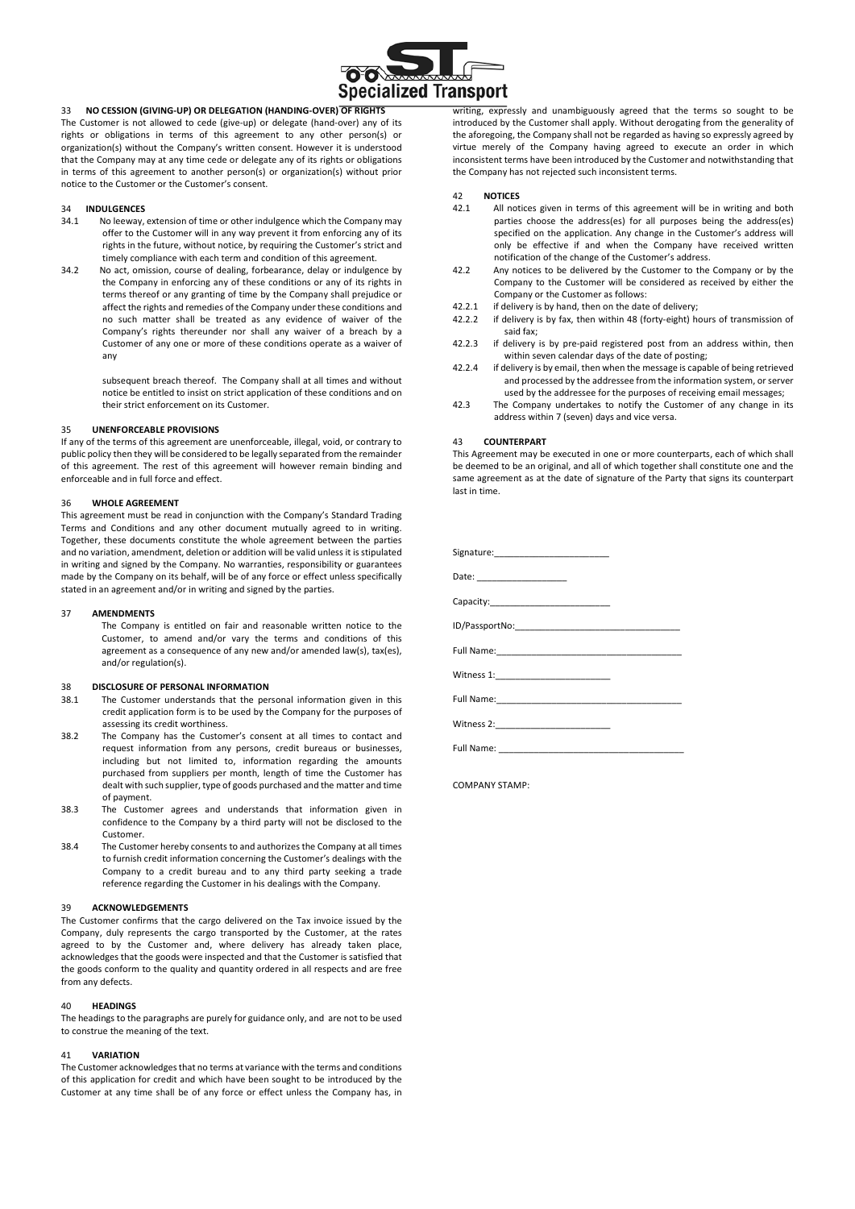## 33 NO CESSION (GIVING-UP) OR DELEGATION (HANDING-OVER) OF RIGHTS

The Customer is not allowed to cede (give-up) or delegate (hand-over) any of its rights or obligations in terms of this agreement to any other person(s) or organization(s) without the Company's written consent. However it is understood that the Company may at any time cede or delegate any of its rights or obligations in terms of this agreement to another person(s) or organization(s) without prior notice to the Customer or the Customer's consent.

## 34 INDULGENCES

34.1 No leeway, extension of time or other indulgence which the Company may offer to the Customer will in any way prevent it from enforcing any of its rights in the future, without notice, by requiring the Customer's strict and timely compliance with each term and condition of this agreement.

34.2 No act, omission, course of dealing, forbearance, delay or indulgence by the Company in enforcing any of these conditions or any of its rights in terms thereof or any granting of time by the Company shall prejudice or affect the rights and remedies of the Company under these conditions and no such matter shall be treated as any evidence of waiver of the Company's rights thereunder nor shall any waiver of a breach by a Customer of any one or more of these conditions operate as a waiver of any

subsequent breach thereof. The Company shall at all times and without notice be entitled to insist on strict application of these conditions and on their strict enforcement on its Customer.

## 35 UNENFORCEABLE PROVISIONS

If any of the terms of this agreement are unenforceable, illegal, void, or contrary to public policy then they will be considered to be legally separated from the remainder of this agreement. The rest of this agreement will however remain binding and enforceable and in full force and effect.

## 36 WHOLE AGREEMENT

This agreement must be read in conjunction with the Company's Standard Trading Terms and Conditions and any other document mutually agreed to in writing. Together, these documents constitute the whole agreement between the parties and no variation, amendment, deletion or addition will be valid unless it is stipulated in writing and signed by the Company. No warranties, responsibility or guarantees made by the Company on its behalf, will be of any force or effect unless specifically stated in an agreement and/or in writing and signed by the parties.

## 37 AMENDMENTS

The Company is entitled on fair and reasonable written notice to the Customer, to amend and/or vary the terms and conditions of this agreement as a consequence of any new and/or amended law(s), tax(es), and/or regulation(s).

## 38 DISCLOSURE OF PERSONAL INFORMATION

38.1 The Customer understands that the personal information given in this credit application form is to be used by the Company for the purposes of assessing its credit worthiness.

38.2 The Company has the Customer's consent at all times to contact and request information from any persons, credit bureaus or businesses, including but not limited to, information regarding the amounts purchased from suppliers per month, length of time the Customer has dealt with such supplier, type of goods purchased and the matter and time of payment.

38.3 The Customer agrees and understands that information given in confidence to the Company by a third party will not be disclosed to the Customer.

38.4 The Customer hereby consents to and authorizes the Company at all times to furnish credit information concerning the Customer's dealings with the Company to a credit bureau and to any third party seeking a trade reference regarding the Customer in his dealings with the Company.

## 39 ACKNOWLEDGEMENTS

The Customer confirms that the cargo delivered on the Tax invoice issued by the Company, duly represents the cargo transported by the Customer, at the rates agreed to by the Customer and, where delivery has already taken place, acknowledges that the goods were inspected and that the Customer is satisfied that the goods conform to the quality and quantity ordered in all respects and are free from any defects.

## 40 HEADINGS

The headings to the paragraphs are purely for guidance only, and are not to be used to construe the meaning of the text.

## 41 VARIATION

The Customer acknowledges that no terms at variance with the terms and conditions of this application for credit and which have been sought to be introduced by the Customer at any time shall be of any force or effect unless the Company has, in writing, expressly and unambiguously agreed that the terms so sought to be introduced by the Customer shall apply. Without derogating from the generality of the aforegoing, the Company shall not be regarded as having so expressly agreed by virtue merely of the Company having agreed to execute an order in which inconsistent terms have been introduced by the Customer and notwithstanding that the Company has not rejected such inconsistent terms.

## 42 NOTICES

42.1 All notices given in terms of this agreement will be in writing and both parties choose the address(es) for all purposes being the address(es) specified on the application. Any change in the Customer's address will only be effective if and when the Company have received written notification of the change of the Customer's address.

42.2 Any notices to be delivered by the Customer to the Company or by the Company to the Customer will be considered as received by either the Company or the Customer as follows:

42.2.1 if delivery is by hand, then on the date of delivery;

42.2.2 if delivery is by fax, then within 48 (forty-eight) hours of transmission of said fax;

42.2.3 if delivery is by pre-paid registered post from an address within, then within seven calendar days of the date of posting;

42.2.4 if delivery is by email, then when the message is capable of being retrieved and processed by the addressee from the information system, or server used by the addressee for the purposes of receiving email messages;

42.3 The Company undertakes to notify the Customer of any change in its address within 7 (seven) days and vice versa.

## 43 COUNTERPART

This Agreement may be executed in one or more counterparts, each of which shall be deemed to be an original, and all of which together shall constitute one and the same agreement as at the date of signature of the Party that signs its counterpart last in time.

Signature:_______________________

Date: _________________

Capacity:________________________

ID/PassportNo:_________________________________

Full Name:_____________________________________

Witness 1:_______________________

Full Name:_____________________________________

Witness 2:_______________________

Full Name: _____________________________________

COMPANY STAMP: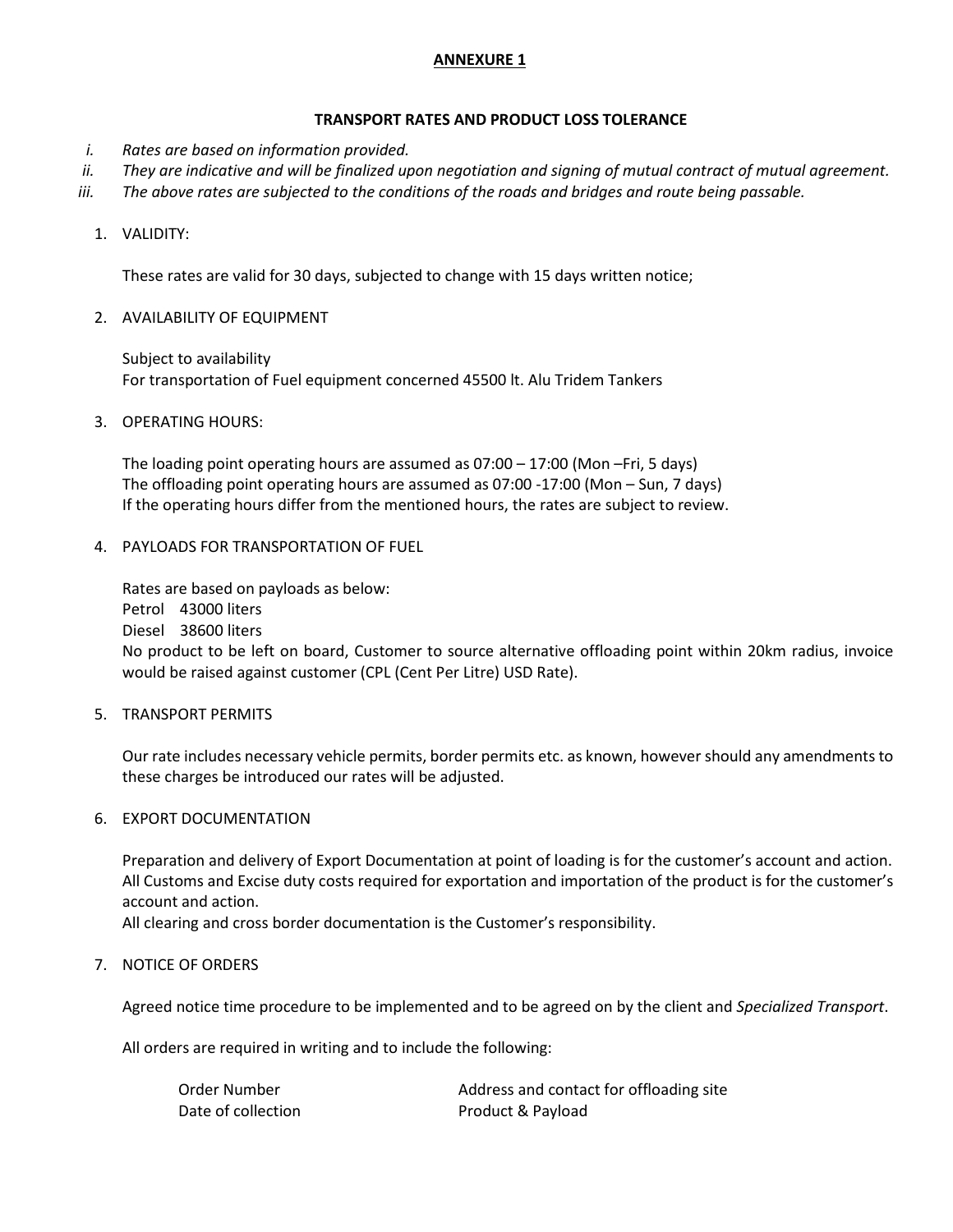# ANNEXURE 1

## TRANSPORT RATES AND PRODUCT LOSS TOLERANCE

i. *Rates are based on information provided.*
ii. *They are indicative and will be finalized upon negotiation and signing of mutual contract of mutual agreement.*
iii. *The above rates are subjected to the conditions of the roads and bridges and route being passable.*

1. VALIDITY:

   These rates are valid for 30 days, subjected to change with 15 days written notice;

2. AVAILABILITY OF EQUIPMENT

   Subject to availability
   For transportation of Fuel equipment concerned 45500 lt. Alu Tridem Tankers

3. OPERATING HOURS:

   The loading point operating hours are assumed as 07:00 – 17:00 (Mon –Fri, 5 days)
   The offloading point operating hours are assumed as 07:00 -17:00 (Mon – Sun, 7 days)
   If the operating hours differ from the mentioned hours, the rates are subject to review.

4. PAYLOADS FOR TRANSPORTATION OF FUEL

   Rates are based on payloads as below:
   Petrol 43000 liters
   Diesel 38600 liters
   No product to be left on board, Customer to source alternative offloading point within 20km radius, invoice would be raised against customer (CPL (Cent Per Litre) USD Rate).

5. TRANSPORT PERMITS

   Our rate includes necessary vehicle permits, border permits etc. as known, however should any amendments to these charges be introduced our rates will be adjusted.

6. EXPORT DOCUMENTATION

   Preparation and delivery of Export Documentation at point of loading is for the customer's account and action.
   All Customs and Excise duty costs required for exportation and importation of the product is for the customer's account and action.
   All clearing and cross border documentation is the Customer's responsibility.

7. NOTICE OF ORDERS

   Agreed notice time procedure to be implemented and to be agreed on by the client and *Specialized Transport*.

   All orders are required in writing and to include the following:

   | | |
   |---|---|
   | Order Number | Address and contact for offloading site |
   | Date of collection | Product & Payload |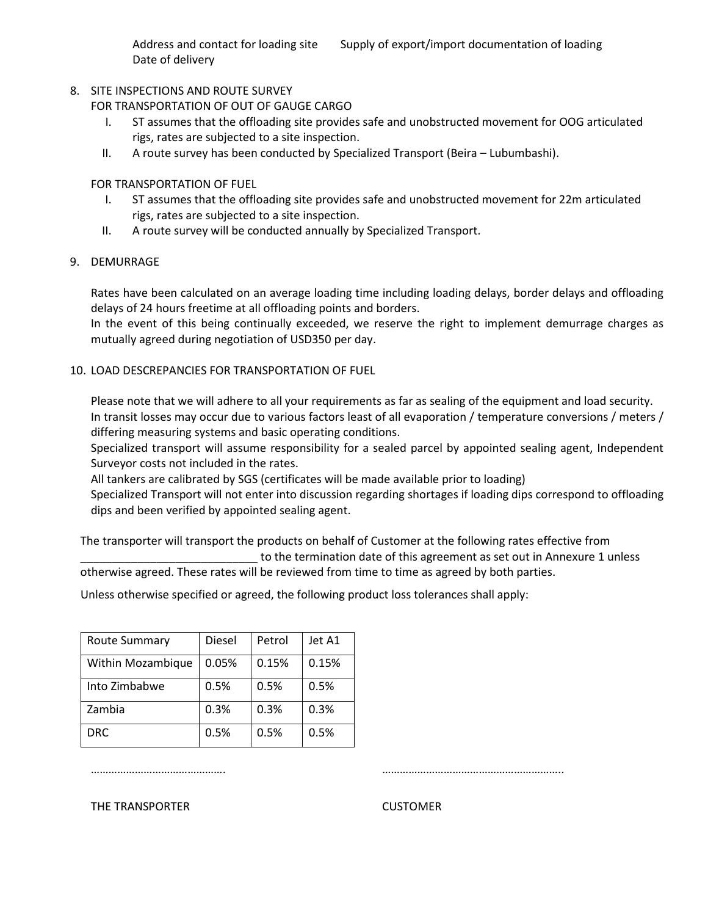Address and contact for loading site    Supply of export/import documentation of loading
Date of delivery

8. SITE INSPECTIONS AND ROUTE SURVEY

   FOR TRANSPORTATION OF OUT OF GAUGE CARGO

   I. ST assumes that the offloading site provides safe and unobstructed movement for OOG articulated rigs, rates are subjected to a site inspection.
   II. A route survey has been conducted by Specialized Transport (Beira – Lubumbashi).

   FOR TRANSPORTATION OF FUEL

   I. ST assumes that the offloading site provides safe and unobstructed movement for 22m articulated rigs, rates are subjected to a site inspection.
   II. A route survey will be conducted annually by Specialized Transport.

9. DEMURRAGE

   Rates have been calculated on an average loading time including loading delays, border delays and offloading delays of 24 hours freetime at all offloading points and borders.
   In the event of this being continually exceeded, we reserve the right to implement demurrage charges as mutually agreed during negotiation of USD350 per day.

10. LOAD DESCREPANCIES FOR TRANSPORTATION OF FUEL

    Please note that we will adhere to all your requirements as far as sealing of the equipment and load security.
    In transit losses may occur due to various factors least of all evaporation / temperature conversions / meters / differing measuring systems and basic operating conditions.
    Specialized transport will assume responsibility for a sealed parcel by appointed sealing agent, Independent Surveyor costs not included in the rates.
    All tankers are calibrated by SGS (certificates will be made available prior to loading)
    Specialized Transport will not enter into discussion regarding shortages if loading dips correspond to offloading dips and been verified by appointed sealing agent.

The transporter will transport the products on behalf of Customer at the following rates effective from ____________________________ to the termination date of this agreement as set out in Annexure 1 unless otherwise agreed. These rates will be reviewed from time to time as agreed by both parties.

Unless otherwise specified or agreed, the following product loss tolerances shall apply:

| Route Summary | Diesel | Petrol | Jet A1 |
|---|---|---|---|
| Within Mozambique | 0.05% | 0.15% | 0.15% |
| Into Zimbabwe | 0.5% | 0.5% | 0.5% |
| Zambia | 0.3% | 0.3% | 0.3% |
| DRC | 0.5% | 0.5% | 0.5% |

……………………………………….    ……………………………………………………..

THE TRANSPORTER    CUSTOMER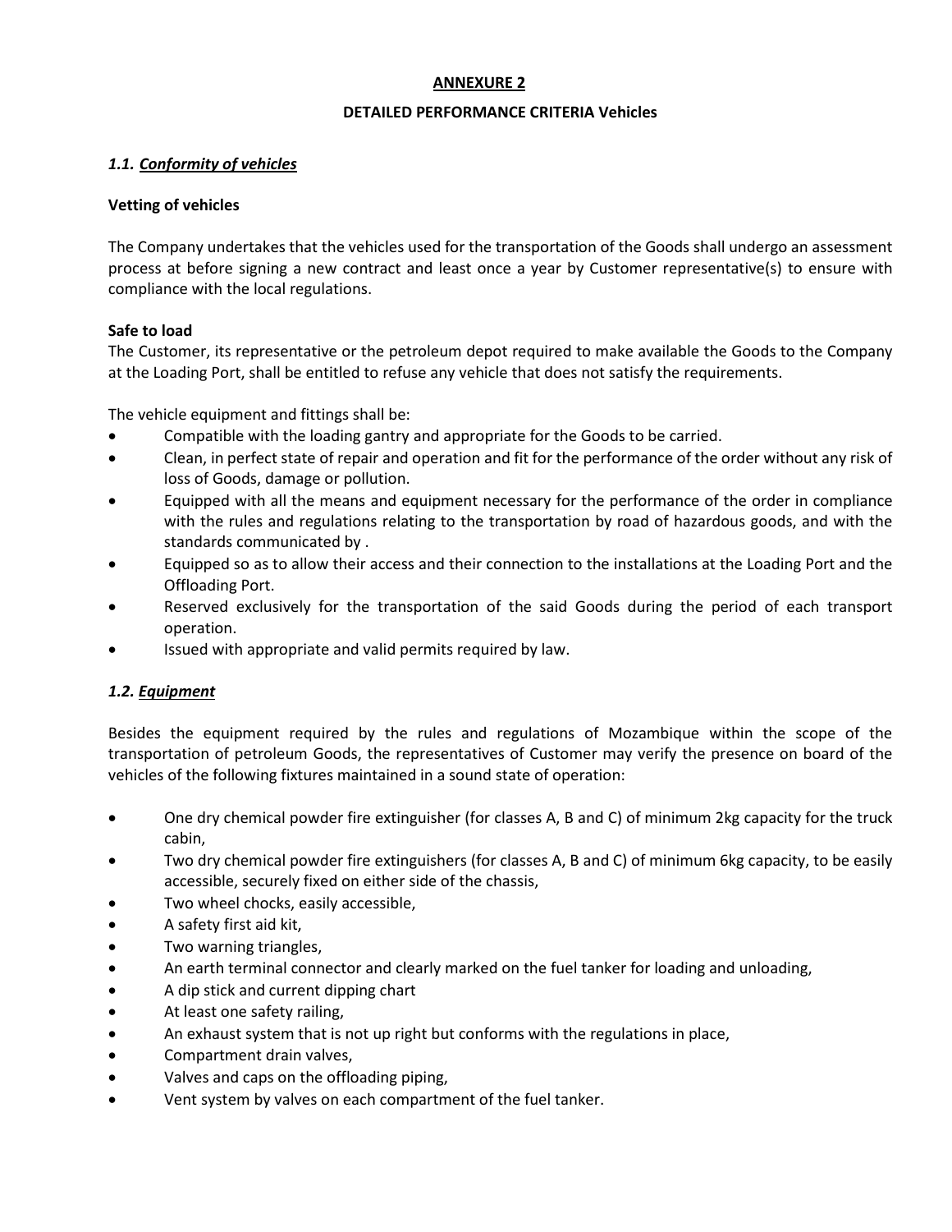# ANNEXURE 2

## DETAILED PERFORMANCE CRITERIA Vehicles

### *1.1. Conformity of vehicles*

**Vetting of vehicles**

The Company undertakes that the vehicles used for the transportation of the Goods shall undergo an assessment process at before signing a new contract and least once a year by Customer representative(s) to ensure with compliance with the local regulations.

**Safe to load**

The Customer, its representative or the petroleum depot required to make available the Goods to the Company at the Loading Port, shall be entitled to refuse any vehicle that does not satisfy the requirements.

The vehicle equipment and fittings shall be:

- Compatible with the loading gantry and appropriate for the Goods to be carried.
- Clean, in perfect state of repair and operation and fit for the performance of the order without any risk of loss of Goods, damage or pollution.
- Equipped with all the means and equipment necessary for the performance of the order in compliance with the rules and regulations relating to the transportation by road of hazardous goods, and with the standards communicated by .
- Equipped so as to allow their access and their connection to the installations at the Loading Port and the Offloading Port.
- Reserved exclusively for the transportation of the said Goods during the period of each transport operation.
- Issued with appropriate and valid permits required by law.

### *1.2. Equipment*

Besides the equipment required by the rules and regulations of Mozambique within the scope of the transportation of petroleum Goods, the representatives of Customer may verify the presence on board of the vehicles of the following fixtures maintained in a sound state of operation:

- One dry chemical powder fire extinguisher (for classes A, B and C) of minimum 2kg capacity for the truck cabin,
- Two dry chemical powder fire extinguishers (for classes A, B and C) of minimum 6kg capacity, to be easily accessible, securely fixed on either side of the chassis,
- Two wheel chocks, easily accessible,
- A safety first aid kit,
- Two warning triangles,
- An earth terminal connector and clearly marked on the fuel tanker for loading and unloading,
- A dip stick and current dipping chart
- At least one safety railing,
- An exhaust system that is not up right but conforms with the regulations in place,
- Compartment drain valves,
- Valves and caps on the offloading piping,
- Vent system by valves on each compartment of the fuel tanker.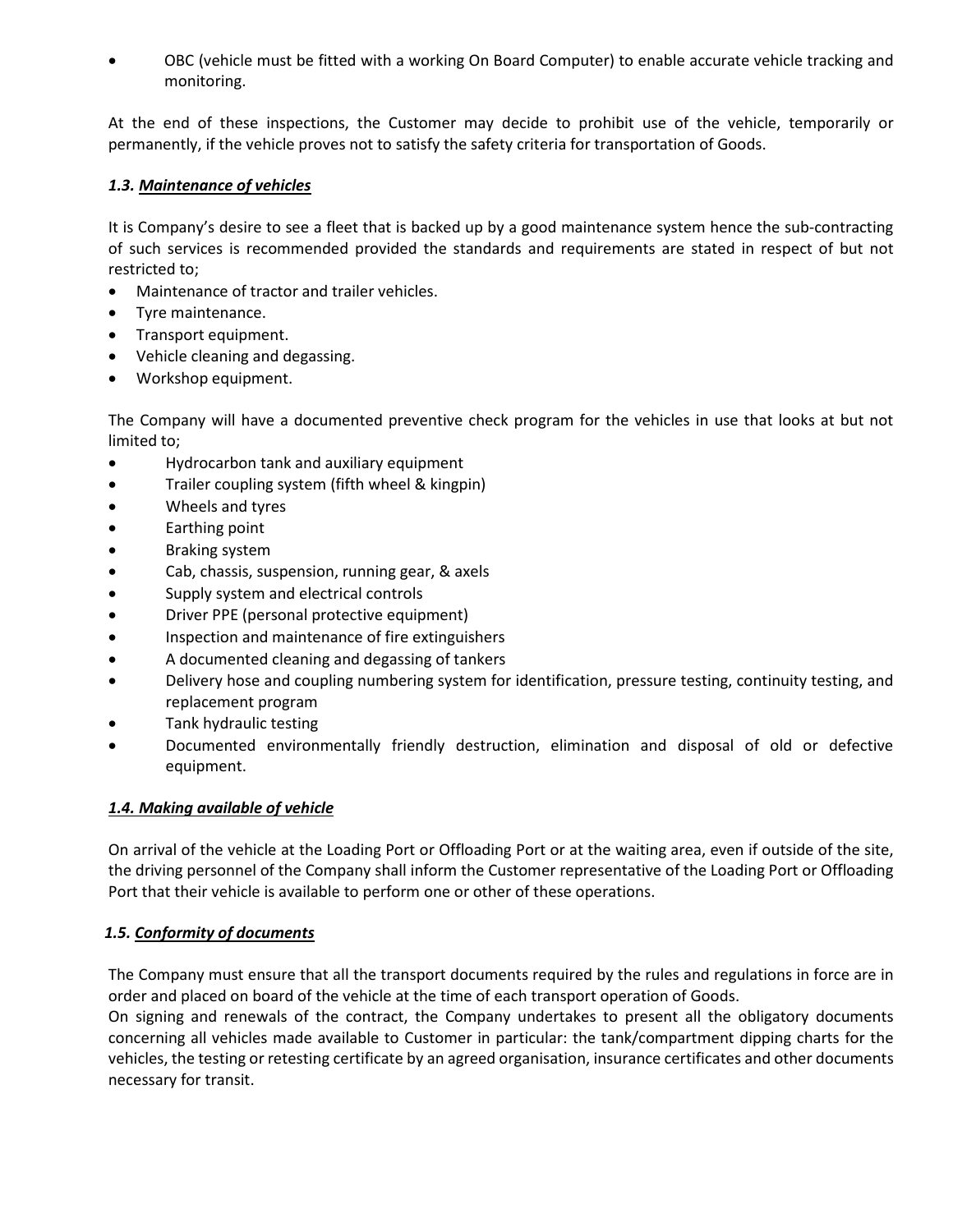- OBC (vehicle must be fitted with a working On Board Computer) to enable accurate vehicle tracking and monitoring.

At the end of these inspections, the Customer may decide to prohibit use of the vehicle, temporarily or permanently, if the vehicle proves not to satisfy the safety criteria for transportation of Goods.

### *1.3. Maintenance of vehicles*

It is Company's desire to see a fleet that is backed up by a good maintenance system hence the sub-contracting of such services is recommended provided the standards and requirements are stated in respect of but not restricted to;

- Maintenance of tractor and trailer vehicles.
- Tyre maintenance.
- Transport equipment.
- Vehicle cleaning and degassing.
- Workshop equipment.

The Company will have a documented preventive check program for the vehicles in use that looks at but not limited to;

- Hydrocarbon tank and auxiliary equipment
- Trailer coupling system (fifth wheel & kingpin)
- Wheels and tyres
- Earthing point
- Braking system
- Cab, chassis, suspension, running gear, & axels
- Supply system and electrical controls
- Driver PPE (personal protective equipment)
- Inspection and maintenance of fire extinguishers
- A documented cleaning and degassing of tankers
- Delivery hose and coupling numbering system for identification, pressure testing, continuity testing, and replacement program
- Tank hydraulic testing
- Documented environmentally friendly destruction, elimination and disposal of old or defective equipment.

### *1.4. Making available of vehicle*

On arrival of the vehicle at the Loading Port or Offloading Port or at the waiting area, even if outside of the site, the driving personnel of the Company shall inform the Customer representative of the Loading Port or Offloading Port that their vehicle is available to perform one or other of these operations.

### *1.5. Conformity of documents*

The Company must ensure that all the transport documents required by the rules and regulations in force are in order and placed on board of the vehicle at the time of each transport operation of Goods.

On signing and renewals of the contract, the Company undertakes to present all the obligatory documents concerning all vehicles made available to Customer in particular: the tank/compartment dipping charts for the vehicles, the testing or retesting certificate by an agreed organisation, insurance certificates and other documents necessary for transit.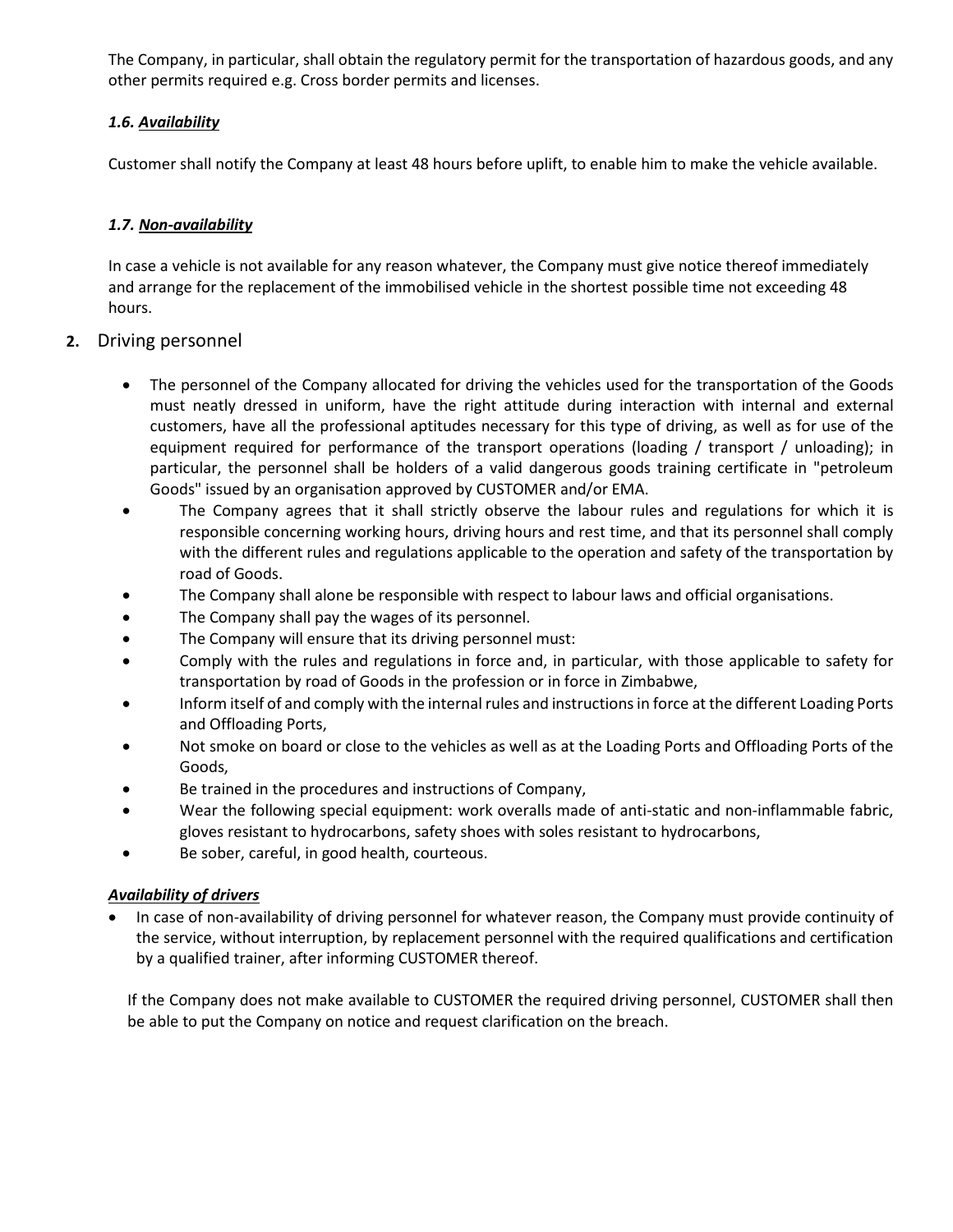The Company, in particular, shall obtain the regulatory permit for the transportation of hazardous goods, and any other permits required e.g. Cross border permits and licenses.

### *1.6. Availability*

Customer shall notify the Company at least 48 hours before uplift, to enable him to make the vehicle available.

### *1.7. Non-availability*

In case a vehicle is not available for any reason whatever, the Company must give notice thereof immediately and arrange for the replacement of the immobilised vehicle in the shortest possible time not exceeding 48 hours.

## 2. Driving personnel

- The personnel of the Company allocated for driving the vehicles used for the transportation of the Goods must neatly dressed in uniform, have the right attitude during interaction with internal and external customers, have all the professional aptitudes necessary for this type of driving, as well as for use of the equipment required for performance of the transport operations (loading / transport / unloading); in particular, the personnel shall be holders of a valid dangerous goods training certificate in "petroleum Goods" issued by an organisation approved by CUSTOMER and/or EMA.
- The Company agrees that it shall strictly observe the labour rules and regulations for which it is responsible concerning working hours, driving hours and rest time, and that its personnel shall comply with the different rules and regulations applicable to the operation and safety of the transportation by road of Goods.
- The Company shall alone be responsible with respect to labour laws and official organisations.
- The Company shall pay the wages of its personnel.
- The Company will ensure that its driving personnel must:
- Comply with the rules and regulations in force and, in particular, with those applicable to safety for transportation by road of Goods in the profession or in force in Zimbabwe,
- Inform itself of and comply with the internal rules and instructions in force at the different Loading Ports and Offloading Ports,
- Not smoke on board or close to the vehicles as well as at the Loading Ports and Offloading Ports of the Goods,
- Be trained in the procedures and instructions of Company,
- Wear the following special equipment: work overalls made of anti-static and non-inflammable fabric, gloves resistant to hydrocarbons, safety shoes with soles resistant to hydrocarbons,
- Be sober, careful, in good health, courteous.

### *Availability of drivers*

- In case of non-availability of driving personnel for whatever reason, the Company must provide continuity of the service, without interruption, by replacement personnel with the required qualifications and certification by a qualified trainer, after informing CUSTOMER thereof.

If the Company does not make available to CUSTOMER the required driving personnel, CUSTOMER shall then be able to put the Company on notice and request clarification on the breach.